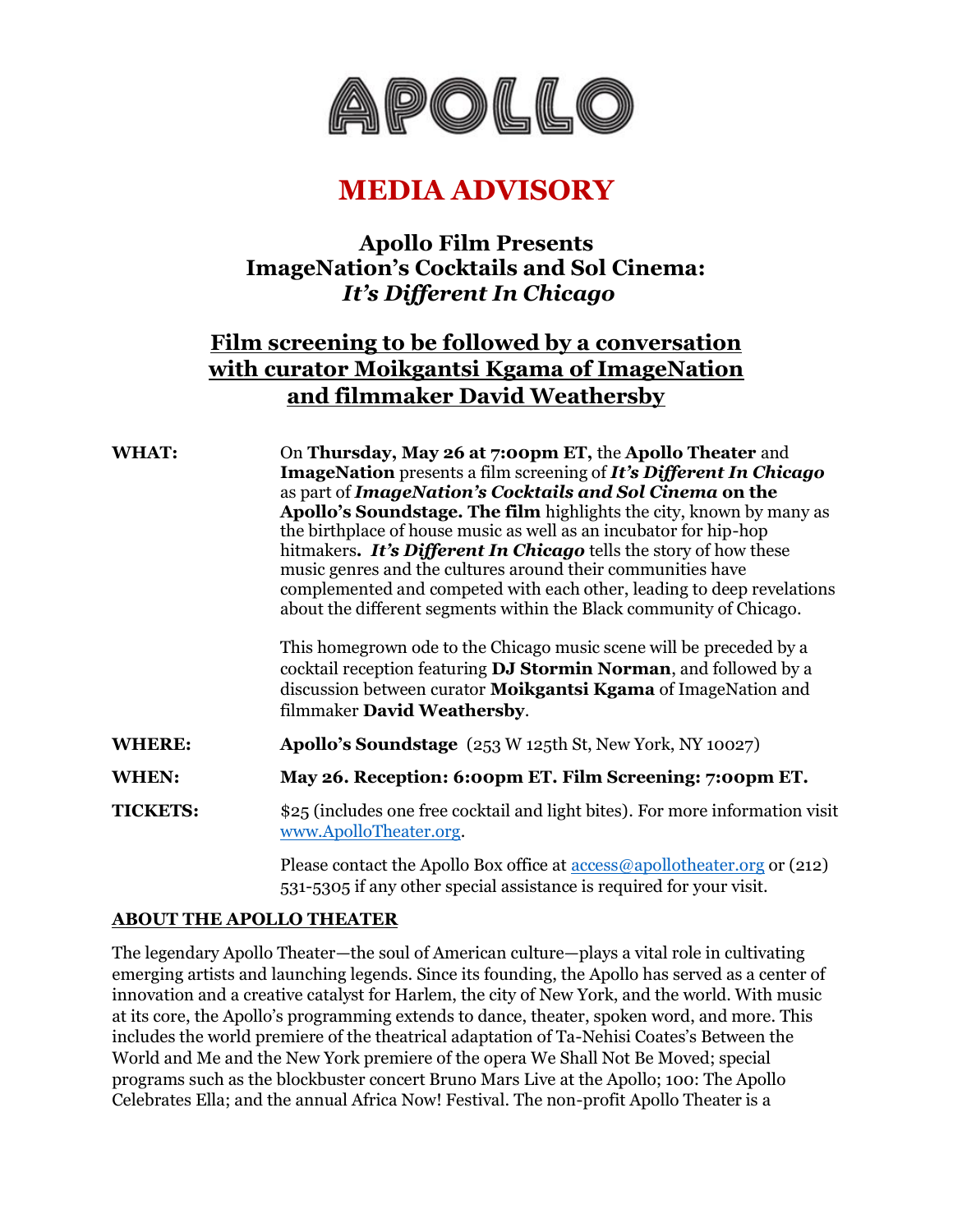# APOLLO

## MEDIA ADVISORY

### Apollo Film Presents ImageNation's Cocktails and Sol Cinema: *It's Different In Chicago*

### Film screening to be followed by a conversation with curator Moikgantsi Kgama of ImageNation and filmmaker David Weathersby

**WHAT:** On **Thursday, May 26 at 7:00pm ET,** the **Apollo Theater** and **ImageNation** presents a film screening of ***It's Different In Chicago*** as part of ***ImageNation's Cocktails and Sol Cinema* on the Apollo's Soundstage. The film** highlights the city, known by many as the birthplace of house music as well as an incubator for hip-hop hitmakers**.** ***It's Different In Chicago*** tells the story of how these music genres and the cultures around their communities have complemented and competed with each other, leading to deep revelations about the different segments within the Black community of Chicago.

This homegrown ode to the Chicago music scene will be preceded by a cocktail reception featuring **DJ Stormin Norman**, and followed by a discussion between curator **Moikgantsi Kgama** of ImageNation and filmmaker **David Weathersby**.

**WHERE:** **Apollo's Soundstage** (253 W 125th St, New York, NY 10027)

**WHEN:** **May 26. Reception: 6:00pm ET. Film Screening: 7:00pm ET.**

**TICKETS:** $25 (includes one free cocktail and light bites). For more information visit www.ApolloTheater.org.

Please contact the Apollo Box office at access@apollotheater.org or (212) 531-5305 if any other special assistance is required for your visit.

**ABOUT THE APOLLO THEATER**

The legendary Apollo Theater—the soul of American culture—plays a vital role in cultivating emerging artists and launching legends. Since its founding, the Apollo has served as a center of innovation and a creative catalyst for Harlem, the city of New York, and the world. With music at its core, the Apollo's programming extends to dance, theater, spoken word, and more. This includes the world premiere of the theatrical adaptation of Ta-Nehisi Coates's Between the World and Me and the New York premiere of the opera We Shall Not Be Moved; special programs such as the blockbuster concert Bruno Mars Live at the Apollo; 100: The Apollo Celebrates Ella; and the annual Africa Now! Festival. The non-profit Apollo Theater is a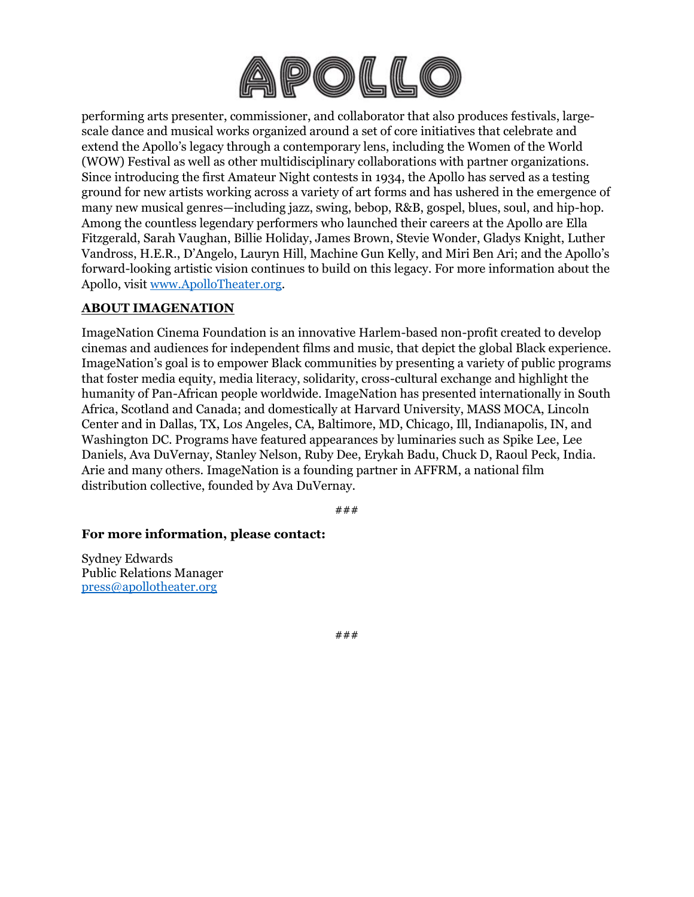performing arts presenter, commissioner, and collaborator that also produces festivals, large-scale dance and musical works organized around a set of core initiatives that celebrate and extend the Apollo's legacy through a contemporary lens, including the Women of the World (WOW) Festival as well as other multidisciplinary collaborations with partner organizations. Since introducing the first Amateur Night contests in 1934, the Apollo has served as a testing ground for new artists working across a variety of art forms and has ushered in the emergence of many new musical genres—including jazz, swing, bebop, R&B, gospel, blues, soul, and hip-hop. Among the countless legendary performers who launched their careers at the Apollo are Ella Fitzgerald, Sarah Vaughan, Billie Holiday, James Brown, Stevie Wonder, Gladys Knight, Luther Vandross, H.E.R., D'Angelo, Lauryn Hill, Machine Gun Kelly, and Miri Ben Ari; and the Apollo's forward-looking artistic vision continues to build on this legacy. For more information about the Apollo, visit [www.ApolloTheater.org](http://www.ApolloTheater.org).

**ABOUT IMAGENATION**

ImageNation Cinema Foundation is an innovative Harlem-based non-profit created to develop cinemas and audiences for independent films and music, that depict the global Black experience. ImageNation's goal is to empower Black communities by presenting a variety of public programs that foster media equity, media literacy, solidarity, cross-cultural exchange and highlight the humanity of Pan-African people worldwide. ImageNation has presented internationally in South Africa, Scotland and Canada; and domestically at Harvard University, MASS MOCA, Lincoln Center and in Dallas, TX, Los Angeles, CA, Baltimore, MD, Chicago, Ill, Indianapolis, IN, and Washington DC. Programs have featured appearances by luminaries such as Spike Lee, Lee Daniels, Ava DuVernay, Stanley Nelson, Ruby Dee, Erykah Badu, Chuck D, Raoul Peck, India. Arie and many others. ImageNation is a founding partner in AFFRM, a national film distribution collective, founded by Ava DuVernay.

###

**For more information, please contact:**

Sydney Edwards
Public Relations Manager
[press@apollotheater.org](mailto:press@apollotheater.org)

###